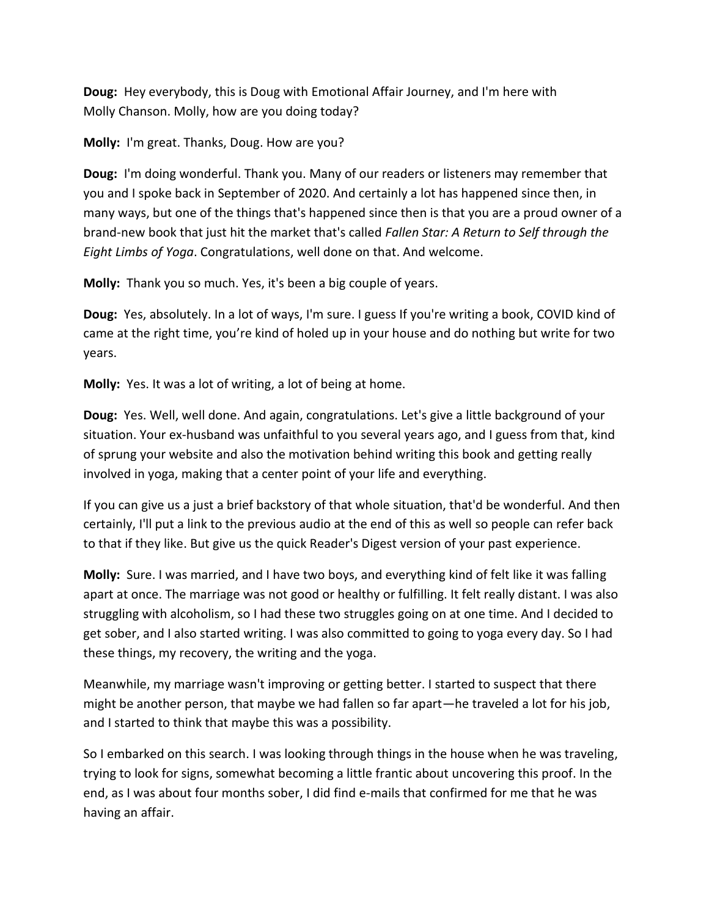**Doug:** Hey everybody, this is Doug with Emotional Affair Journey, and I'm here with Molly Chanson. Molly, how are you doing today?

**Molly:** I'm great. Thanks, Doug. How are you?

**Doug:** I'm doing wonderful. Thank you. Many of our readers or listeners may remember that you and I spoke back in September of 2020. And certainly a lot has happened since then, in many ways, but one of the things that's happened since then is that you are a proud owner of a brand-new book that just hit the market that's called *Fallen Star: A Return to Self through the Eight Limbs of Yoga*. Congratulations, well done on that. And welcome.

**Molly:** Thank you so much. Yes, it's been a big couple of years.

**Doug:** Yes, absolutely. In a lot of ways, I'm sure. I guess If you're writing a book, COVID kind of came at the right time, you're kind of holed up in your house and do nothing but write for two years.

**Molly:** Yes. It was a lot of writing, a lot of being at home.

**Doug:** Yes. Well, well done. And again, congratulations. Let's give a little background of your situation. Your ex-husband was unfaithful to you several years ago, and I guess from that, kind of sprung your website and also the motivation behind writing this book and getting really involved in yoga, making that a center point of your life and everything.

If you can give us a just a brief backstory of that whole situation, that'd be wonderful. And then certainly, I'll put a link to the previous audio at the end of this as well so people can refer back to that if they like. But give us the quick Reader's Digest version of your past experience.

**Molly:** Sure. I was married, and I have two boys, and everything kind of felt like it was falling apart at once. The marriage was not good or healthy or fulfilling. It felt really distant. I was also struggling with alcoholism, so I had these two struggles going on at one time. And I decided to get sober, and I also started writing. I was also committed to going to yoga every day. So I had these things, my recovery, the writing and the yoga.

Meanwhile, my marriage wasn't improving or getting better. I started to suspect that there might be another person, that maybe we had fallen so far apart—he traveled a lot for his job, and I started to think that maybe this was a possibility.

So I embarked on this search. I was looking through things in the house when he was traveling, trying to look for signs, somewhat becoming a little frantic about uncovering this proof. In the end, as I was about four months sober, I did find e-mails that confirmed for me that he was having an affair.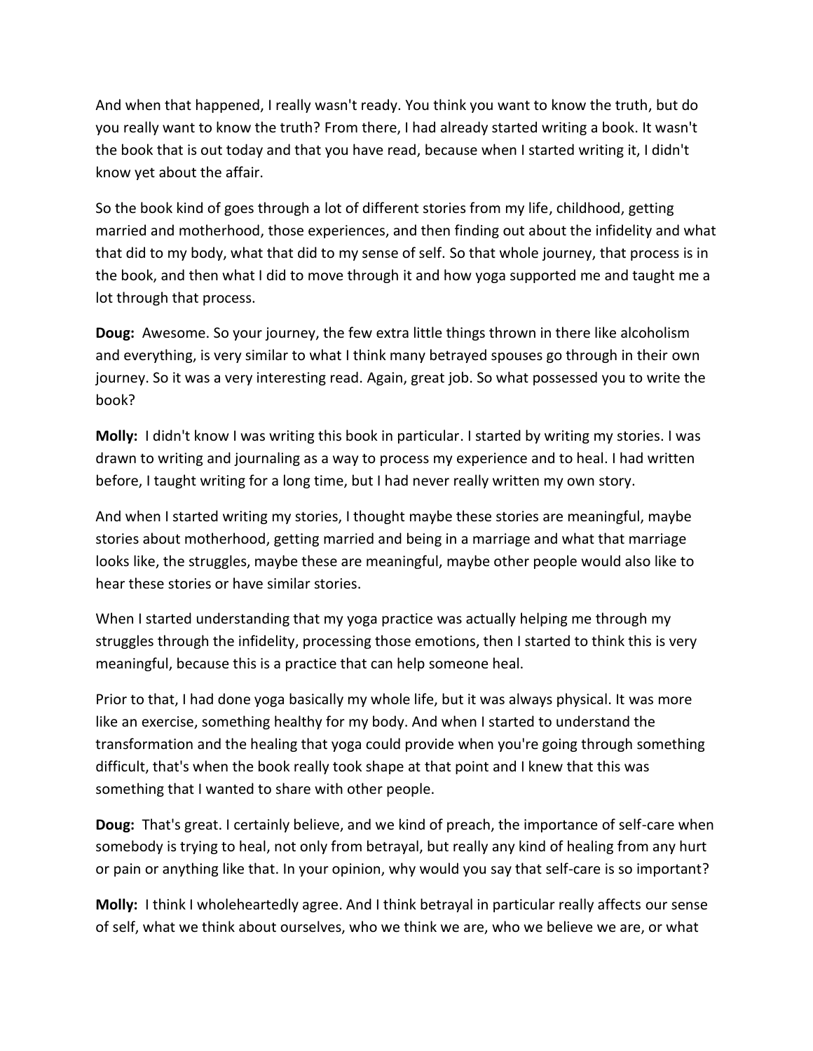And when that happened, I really wasn't ready. You think you want to know the truth, but do you really want to know the truth? From there, I had already started writing a book. It wasn't the book that is out today and that you have read, because when I started writing it, I didn't know yet about the affair.

So the book kind of goes through a lot of different stories from my life, childhood, getting married and motherhood, those experiences, and then finding out about the infidelity and what that did to my body, what that did to my sense of self. So that whole journey, that process is in the book, and then what I did to move through it and how yoga supported me and taught me a lot through that process.

**Doug:** Awesome. So your journey, the few extra little things thrown in there like alcoholism and everything, is very similar to what I think many betrayed spouses go through in their own journey. So it was a very interesting read. Again, great job. So what possessed you to write the book?

**Molly:** I didn't know I was writing this book in particular. I started by writing my stories. I was drawn to writing and journaling as a way to process my experience and to heal. I had written before, I taught writing for a long time, but I had never really written my own story.

And when I started writing my stories, I thought maybe these stories are meaningful, maybe stories about motherhood, getting married and being in a marriage and what that marriage looks like, the struggles, maybe these are meaningful, maybe other people would also like to hear these stories or have similar stories.

When I started understanding that my yoga practice was actually helping me through my struggles through the infidelity, processing those emotions, then I started to think this is very meaningful, because this is a practice that can help someone heal.

Prior to that, I had done yoga basically my whole life, but it was always physical. It was more like an exercise, something healthy for my body. And when I started to understand the transformation and the healing that yoga could provide when you're going through something difficult, that's when the book really took shape at that point and I knew that this was something that I wanted to share with other people.

**Doug:** That's great. I certainly believe, and we kind of preach, the importance of self-care when somebody is trying to heal, not only from betrayal, but really any kind of healing from any hurt or pain or anything like that. In your opinion, why would you say that self-care is so important?

**Molly:** I think I wholeheartedly agree. And I think betrayal in particular really affects our sense of self, what we think about ourselves, who we think we are, who we believe we are, or what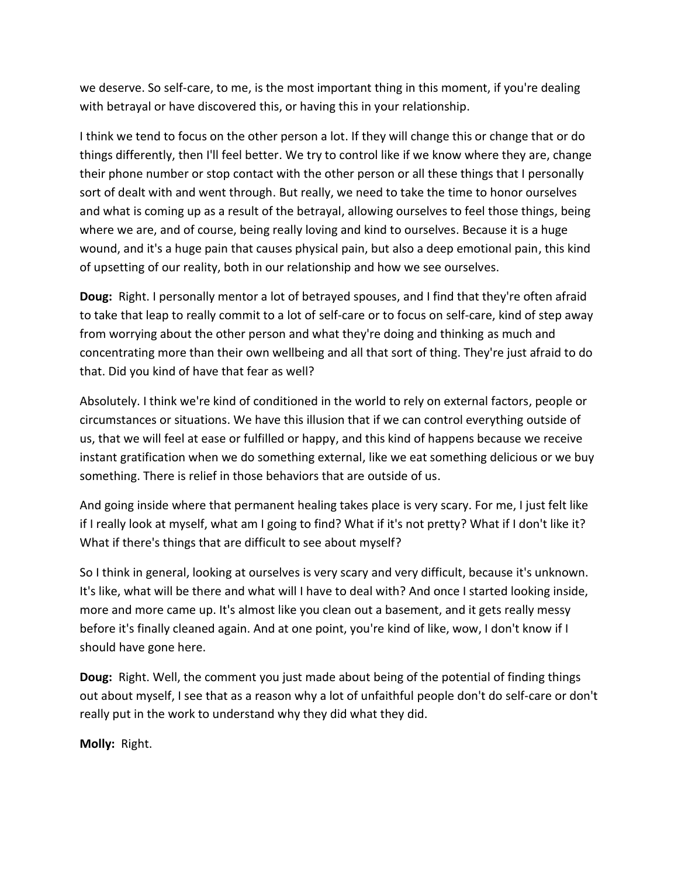we deserve. So self-care, to me, is the most important thing in this moment, if you're dealing with betrayal or have discovered this, or having this in your relationship.

I think we tend to focus on the other person a lot. If they will change this or change that or do things differently, then I'll feel better. We try to control like if we know where they are, change their phone number or stop contact with the other person or all these things that I personally sort of dealt with and went through. But really, we need to take the time to honor ourselves and what is coming up as a result of the betrayal, allowing ourselves to feel those things, being where we are, and of course, being really loving and kind to ourselves. Because it is a huge wound, and it's a huge pain that causes physical pain, but also a deep emotional pain, this kind of upsetting of our reality, both in our relationship and how we see ourselves.

**Doug:** Right. I personally mentor a lot of betrayed spouses, and I find that they're often afraid to take that leap to really commit to a lot of self-care or to focus on self-care, kind of step away from worrying about the other person and what they're doing and thinking as much and concentrating more than their own wellbeing and all that sort of thing. They're just afraid to do that. Did you kind of have that fear as well?

Absolutely. I think we're kind of conditioned in the world to rely on external factors, people or circumstances or situations. We have this illusion that if we can control everything outside of us, that we will feel at ease or fulfilled or happy, and this kind of happens because we receive instant gratification when we do something external, like we eat something delicious or we buy something. There is relief in those behaviors that are outside of us.

And going inside where that permanent healing takes place is very scary. For me, I just felt like if I really look at myself, what am I going to find? What if it's not pretty? What if I don't like it? What if there's things that are difficult to see about myself?

So I think in general, looking at ourselves is very scary and very difficult, because it's unknown. It's like, what will be there and what will I have to deal with? And once I started looking inside, more and more came up. It's almost like you clean out a basement, and it gets really messy before it's finally cleaned again. And at one point, you're kind of like, wow, I don't know if I should have gone here.

**Doug:** Right. Well, the comment you just made about being of the potential of finding things out about myself, I see that as a reason why a lot of unfaithful people don't do self-care or don't really put in the work to understand why they did what they did.

**Molly:** Right.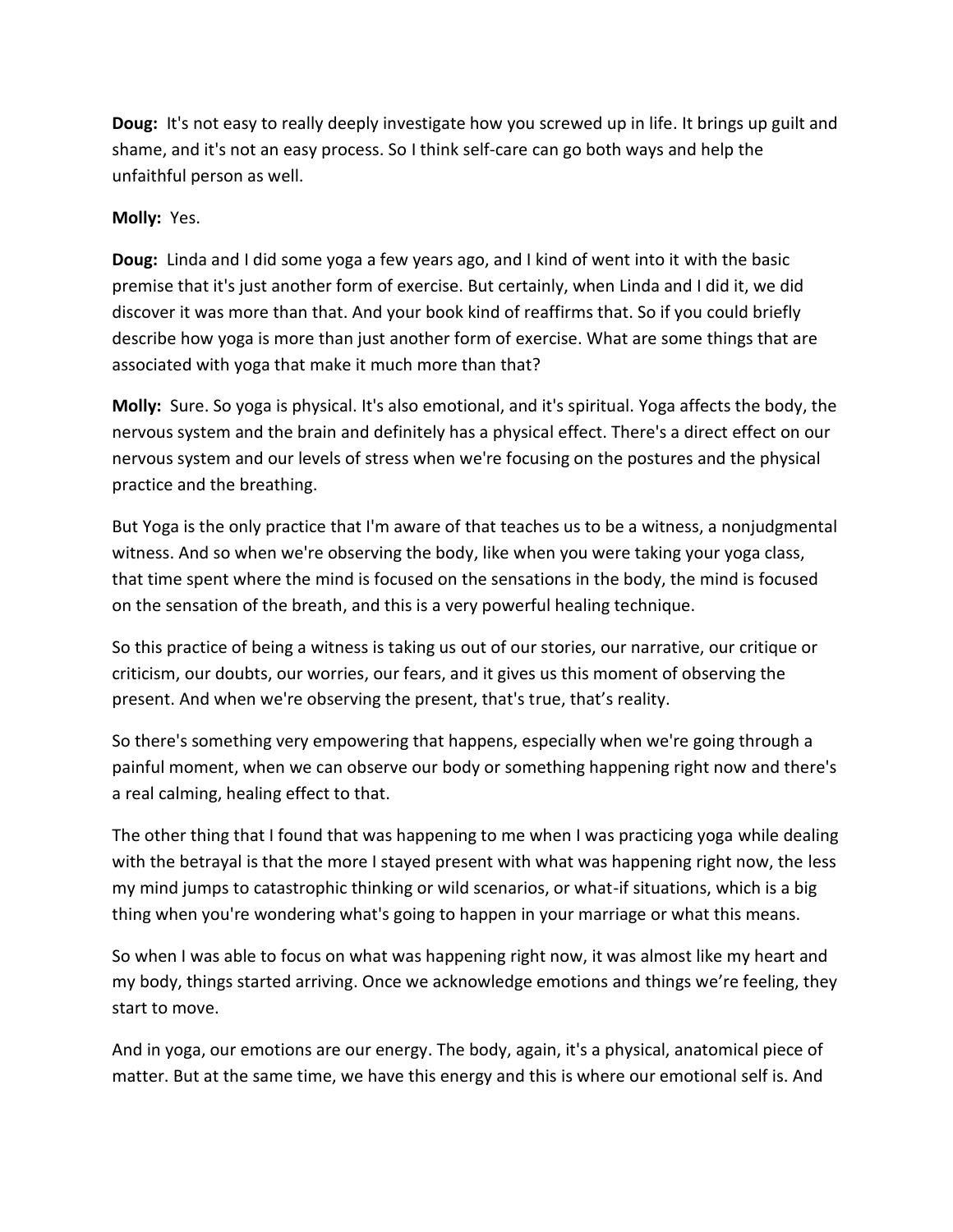**Doug:** It's not easy to really deeply investigate how you screwed up in life. It brings up guilt and shame, and it's not an easy process. So I think self-care can go both ways and help the unfaithful person as well.

**Molly:** Yes.

**Doug:** Linda and I did some yoga a few years ago, and I kind of went into it with the basic premise that it's just another form of exercise. But certainly, when Linda and I did it, we did discover it was more than that. And your book kind of reaffirms that. So if you could briefly describe how yoga is more than just another form of exercise. What are some things that are associated with yoga that make it much more than that?

**Molly:** Sure. So yoga is physical. It's also emotional, and it's spiritual. Yoga affects the body, the nervous system and the brain and definitely has a physical effect. There's a direct effect on our nervous system and our levels of stress when we're focusing on the postures and the physical practice and the breathing.

But Yoga is the only practice that I'm aware of that teaches us to be a witness, a nonjudgmental witness. And so when we're observing the body, like when you were taking your yoga class, that time spent where the mind is focused on the sensations in the body, the mind is focused on the sensation of the breath, and this is a very powerful healing technique.

So this practice of being a witness is taking us out of our stories, our narrative, our critique or criticism, our doubts, our worries, our fears, and it gives us this moment of observing the present. And when we're observing the present, that's true, that's reality.

So there's something very empowering that happens, especially when we're going through a painful moment, when we can observe our body or something happening right now and there's a real calming, healing effect to that.

The other thing that I found that was happening to me when I was practicing yoga while dealing with the betrayal is that the more I stayed present with what was happening right now, the less my mind jumps to catastrophic thinking or wild scenarios, or what-if situations, which is a big thing when you're wondering what's going to happen in your marriage or what this means.

So when I was able to focus on what was happening right now, it was almost like my heart and my body, things started arriving. Once we acknowledge emotions and things we're feeling, they start to move.

And in yoga, our emotions are our energy. The body, again, it's a physical, anatomical piece of matter. But at the same time, we have this energy and this is where our emotional self is. And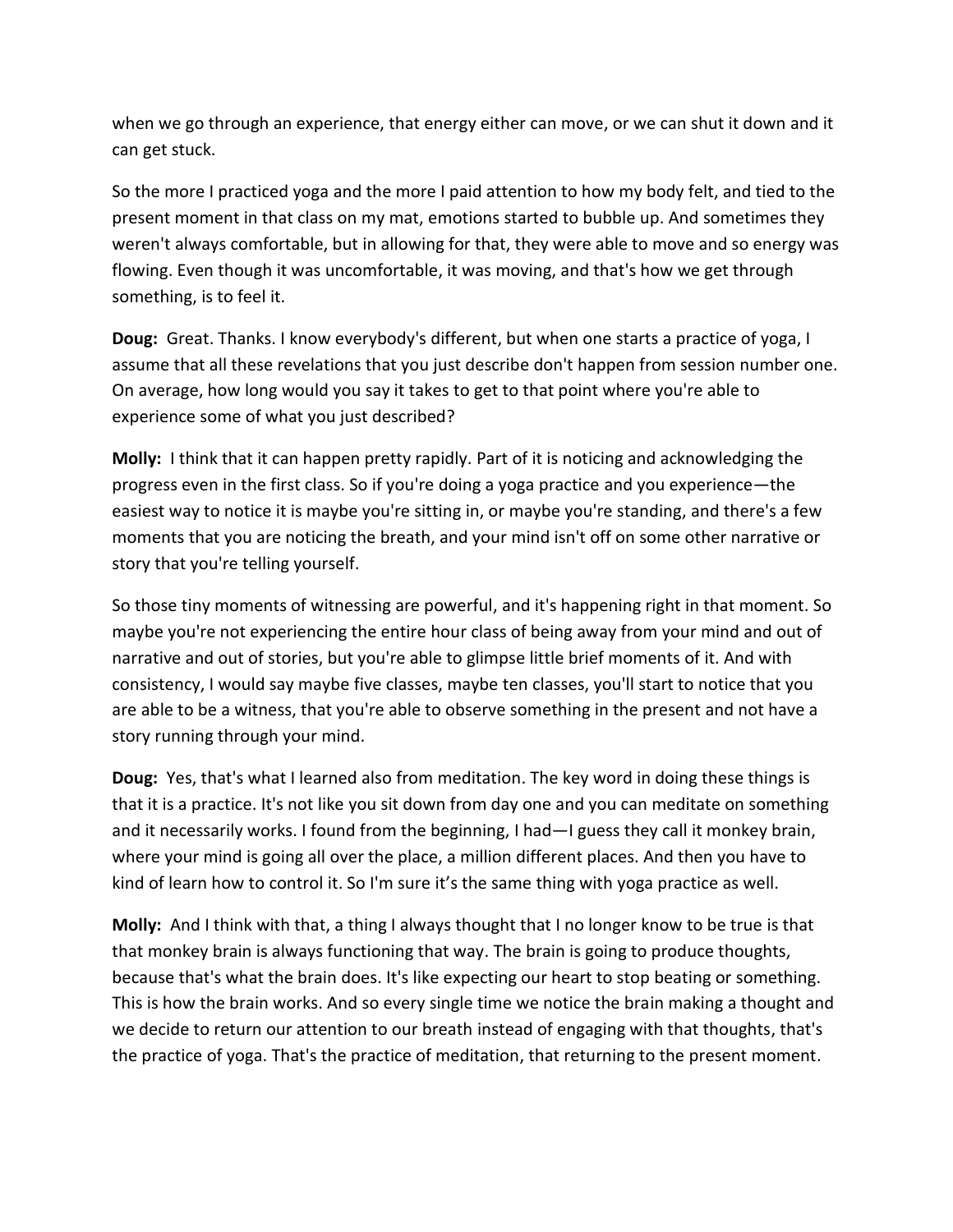when we go through an experience, that energy either can move, or we can shut it down and it can get stuck.

So the more I practiced yoga and the more I paid attention to how my body felt, and tied to the present moment in that class on my mat, emotions started to bubble up. And sometimes they weren't always comfortable, but in allowing for that, they were able to move and so energy was flowing. Even though it was uncomfortable, it was moving, and that's how we get through something, is to feel it.

**Doug:** Great. Thanks. I know everybody's different, but when one starts a practice of yoga, I assume that all these revelations that you just describe don't happen from session number one. On average, how long would you say it takes to get to that point where you're able to experience some of what you just described?

**Molly:** I think that it can happen pretty rapidly. Part of it is noticing and acknowledging the progress even in the first class. So if you're doing a yoga practice and you experience—the easiest way to notice it is maybe you're sitting in, or maybe you're standing, and there's a few moments that you are noticing the breath, and your mind isn't off on some other narrative or story that you're telling yourself.

So those tiny moments of witnessing are powerful, and it's happening right in that moment. So maybe you're not experiencing the entire hour class of being away from your mind and out of narrative and out of stories, but you're able to glimpse little brief moments of it. And with consistency, I would say maybe five classes, maybe ten classes, you'll start to notice that you are able to be a witness, that you're able to observe something in the present and not have a story running through your mind.

**Doug:** Yes, that's what I learned also from meditation. The key word in doing these things is that it is a practice. It's not like you sit down from day one and you can meditate on something and it necessarily works. I found from the beginning, I had—I guess they call it monkey brain, where your mind is going all over the place, a million different places. And then you have to kind of learn how to control it. So I'm sure it's the same thing with yoga practice as well.

**Molly:** And I think with that, a thing I always thought that I no longer know to be true is that that monkey brain is always functioning that way. The brain is going to produce thoughts, because that's what the brain does. It's like expecting our heart to stop beating or something. This is how the brain works. And so every single time we notice the brain making a thought and we decide to return our attention to our breath instead of engaging with that thoughts, that's the practice of yoga. That's the practice of meditation, that returning to the present moment.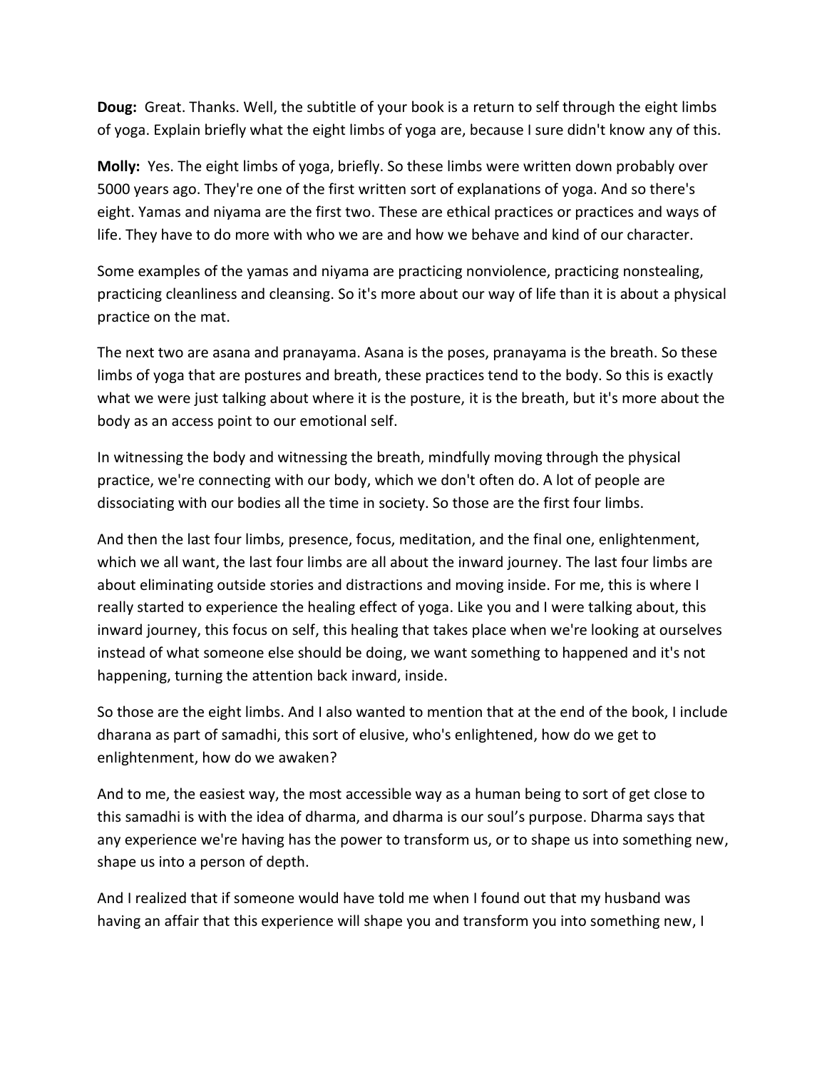**Doug:** Great. Thanks. Well, the subtitle of your book is a return to self through the eight limbs of yoga. Explain briefly what the eight limbs of yoga are, because I sure didn't know any of this.

**Molly:** Yes. The eight limbs of yoga, briefly. So these limbs were written down probably over 5000 years ago. They're one of the first written sort of explanations of yoga. And so there's eight. Yamas and niyama are the first two. These are ethical practices or practices and ways of life. They have to do more with who we are and how we behave and kind of our character.

Some examples of the yamas and niyama are practicing nonviolence, practicing nonstealing, practicing cleanliness and cleansing. So it's more about our way of life than it is about a physical practice on the mat.

The next two are asana and pranayama. Asana is the poses, pranayama is the breath. So these limbs of yoga that are postures and breath, these practices tend to the body. So this is exactly what we were just talking about where it is the posture, it is the breath, but it's more about the body as an access point to our emotional self.

In witnessing the body and witnessing the breath, mindfully moving through the physical practice, we're connecting with our body, which we don't often do. A lot of people are dissociating with our bodies all the time in society. So those are the first four limbs.

And then the last four limbs, presence, focus, meditation, and the final one, enlightenment, which we all want, the last four limbs are all about the inward journey. The last four limbs are about eliminating outside stories and distractions and moving inside. For me, this is where I really started to experience the healing effect of yoga. Like you and I were talking about, this inward journey, this focus on self, this healing that takes place when we're looking at ourselves instead of what someone else should be doing, we want something to happened and it's not happening, turning the attention back inward, inside.

So those are the eight limbs. And I also wanted to mention that at the end of the book, I include dharana as part of samadhi, this sort of elusive, who's enlightened, how do we get to enlightenment, how do we awaken?

And to me, the easiest way, the most accessible way as a human being to sort of get close to this samadhi is with the idea of dharma, and dharma is our soul's purpose. Dharma says that any experience we're having has the power to transform us, or to shape us into something new, shape us into a person of depth.

And I realized that if someone would have told me when I found out that my husband was having an affair that this experience will shape you and transform you into something new, I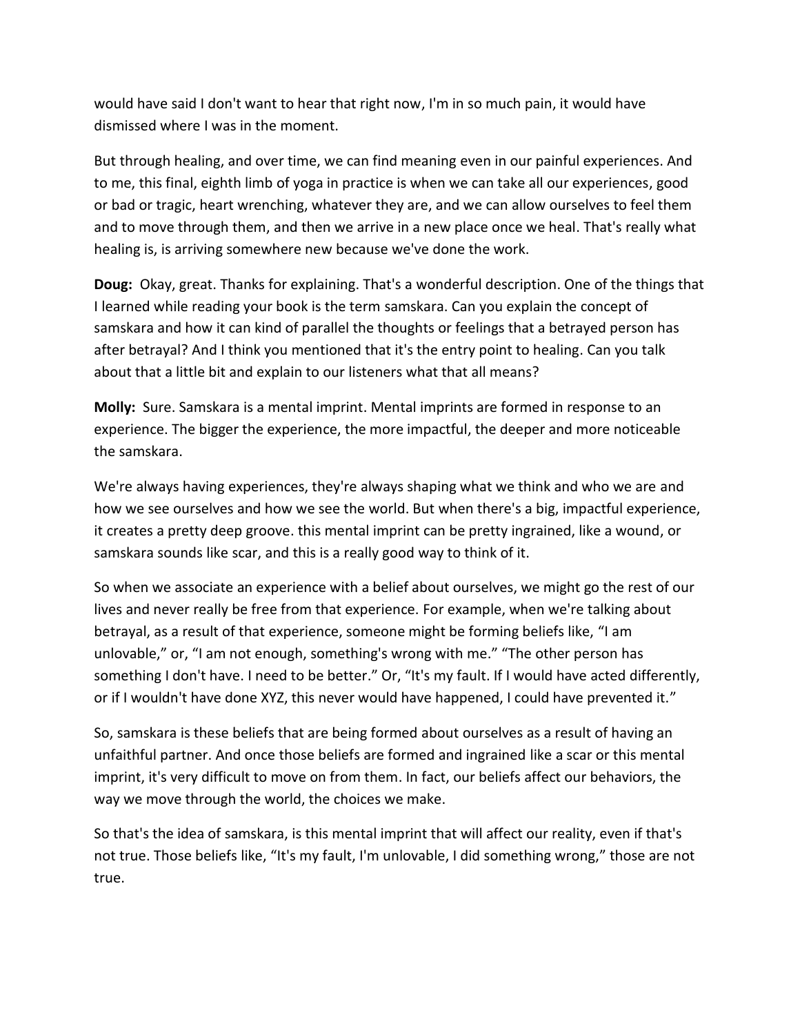would have said I don't want to hear that right now, I'm in so much pain, it would have dismissed where I was in the moment.

But through healing, and over time, we can find meaning even in our painful experiences. And to me, this final, eighth limb of yoga in practice is when we can take all our experiences, good or bad or tragic, heart wrenching, whatever they are, and we can allow ourselves to feel them and to move through them, and then we arrive in a new place once we heal. That's really what healing is, is arriving somewhere new because we've done the work.

**Doug:** Okay, great. Thanks for explaining. That's a wonderful description. One of the things that I learned while reading your book is the term samskara. Can you explain the concept of samskara and how it can kind of parallel the thoughts or feelings that a betrayed person has after betrayal? And I think you mentioned that it's the entry point to healing. Can you talk about that a little bit and explain to our listeners what that all means?

**Molly:** Sure. Samskara is a mental imprint. Mental imprints are formed in response to an experience. The bigger the experience, the more impactful, the deeper and more noticeable the samskara.

We're always having experiences, they're always shaping what we think and who we are and how we see ourselves and how we see the world. But when there's a big, impactful experience, it creates a pretty deep groove. this mental imprint can be pretty ingrained, like a wound, or samskara sounds like scar, and this is a really good way to think of it.

So when we associate an experience with a belief about ourselves, we might go the rest of our lives and never really be free from that experience. For example, when we're talking about betrayal, as a result of that experience, someone might be forming beliefs like, "I am unlovable," or, "I am not enough, something's wrong with me." "The other person has something I don't have. I need to be better." Or, "It's my fault. If I would have acted differently, or if I wouldn't have done XYZ, this never would have happened, I could have prevented it."

So, samskara is these beliefs that are being formed about ourselves as a result of having an unfaithful partner. And once those beliefs are formed and ingrained like a scar or this mental imprint, it's very difficult to move on from them. In fact, our beliefs affect our behaviors, the way we move through the world, the choices we make.

So that's the idea of samskara, is this mental imprint that will affect our reality, even if that's not true. Those beliefs like, "It's my fault, I'm unlovable, I did something wrong," those are not true.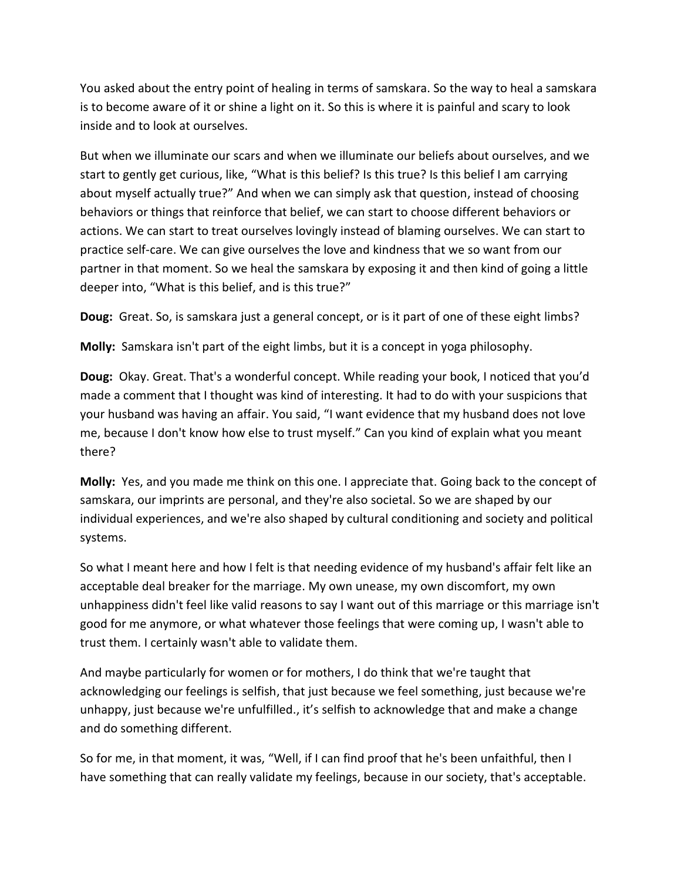You asked about the entry point of healing in terms of samskara. So the way to heal a samskara is to become aware of it or shine a light on it. So this is where it is painful and scary to look inside and to look at ourselves.

But when we illuminate our scars and when we illuminate our beliefs about ourselves, and we start to gently get curious, like, "What is this belief? Is this true? Is this belief I am carrying about myself actually true?" And when we can simply ask that question, instead of choosing behaviors or things that reinforce that belief, we can start to choose different behaviors or actions. We can start to treat ourselves lovingly instead of blaming ourselves. We can start to practice self-care. We can give ourselves the love and kindness that we so want from our partner in that moment. So we heal the samskara by exposing it and then kind of going a little deeper into, "What is this belief, and is this true?"

**Doug:** Great. So, is samskara just a general concept, or is it part of one of these eight limbs?

**Molly:** Samskara isn't part of the eight limbs, but it is a concept in yoga philosophy.

**Doug:** Okay. Great. That's a wonderful concept. While reading your book, I noticed that you'd made a comment that I thought was kind of interesting. It had to do with your suspicions that your husband was having an affair. You said, "I want evidence that my husband does not love me, because I don't know how else to trust myself." Can you kind of explain what you meant there?

**Molly:** Yes, and you made me think on this one. I appreciate that. Going back to the concept of samskara, our imprints are personal, and they're also societal. So we are shaped by our individual experiences, and we're also shaped by cultural conditioning and society and political systems.

So what I meant here and how I felt is that needing evidence of my husband's affair felt like an acceptable deal breaker for the marriage. My own unease, my own discomfort, my own unhappiness didn't feel like valid reasons to say I want out of this marriage or this marriage isn't good for me anymore, or what whatever those feelings that were coming up, I wasn't able to trust them. I certainly wasn't able to validate them.

And maybe particularly for women or for mothers, I do think that we're taught that acknowledging our feelings is selfish, that just because we feel something, just because we're unhappy, just because we're unfulfilled., it's selfish to acknowledge that and make a change and do something different.

So for me, in that moment, it was, "Well, if I can find proof that he's been unfaithful, then I have something that can really validate my feelings, because in our society, that's acceptable.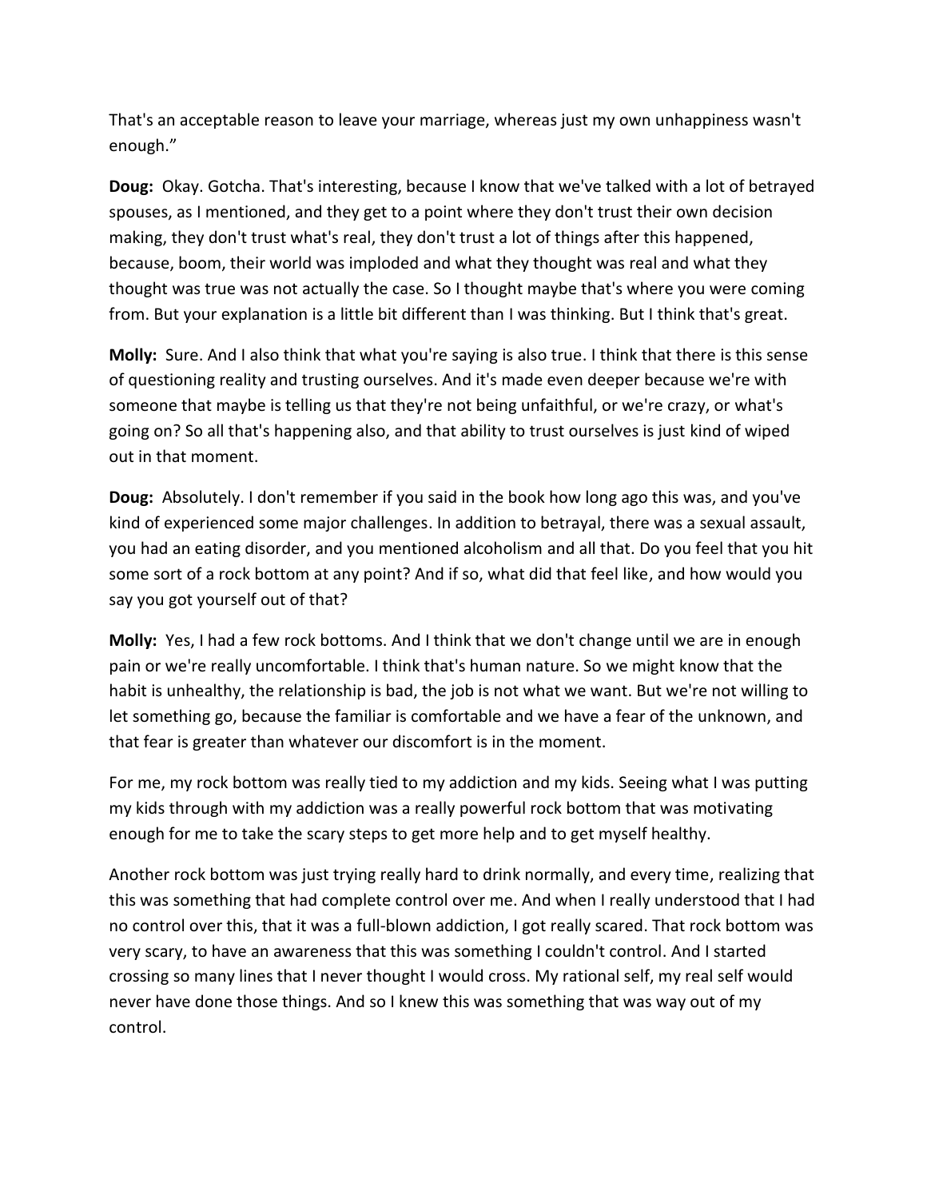That's an acceptable reason to leave your marriage, whereas just my own unhappiness wasn't enough."

**Doug:** Okay. Gotcha. That's interesting, because I know that we've talked with a lot of betrayed spouses, as I mentioned, and they get to a point where they don't trust their own decision making, they don't trust what's real, they don't trust a lot of things after this happened, because, boom, their world was imploded and what they thought was real and what they thought was true was not actually the case. So I thought maybe that's where you were coming from. But your explanation is a little bit different than I was thinking. But I think that's great.

**Molly:** Sure. And I also think that what you're saying is also true. I think that there is this sense of questioning reality and trusting ourselves. And it's made even deeper because we're with someone that maybe is telling us that they're not being unfaithful, or we're crazy, or what's going on? So all that's happening also, and that ability to trust ourselves is just kind of wiped out in that moment.

**Doug:** Absolutely. I don't remember if you said in the book how long ago this was, and you've kind of experienced some major challenges. In addition to betrayal, there was a sexual assault, you had an eating disorder, and you mentioned alcoholism and all that. Do you feel that you hit some sort of a rock bottom at any point? And if so, what did that feel like, and how would you say you got yourself out of that?

**Molly:** Yes, I had a few rock bottoms. And I think that we don't change until we are in enough pain or we're really uncomfortable. I think that's human nature. So we might know that the habit is unhealthy, the relationship is bad, the job is not what we want. But we're not willing to let something go, because the familiar is comfortable and we have a fear of the unknown, and that fear is greater than whatever our discomfort is in the moment.

For me, my rock bottom was really tied to my addiction and my kids. Seeing what I was putting my kids through with my addiction was a really powerful rock bottom that was motivating enough for me to take the scary steps to get more help and to get myself healthy.

Another rock bottom was just trying really hard to drink normally, and every time, realizing that this was something that had complete control over me. And when I really understood that I had no control over this, that it was a full-blown addiction, I got really scared. That rock bottom was very scary, to have an awareness that this was something I couldn't control. And I started crossing so many lines that I never thought I would cross. My rational self, my real self would never have done those things. And so I knew this was something that was way out of my control.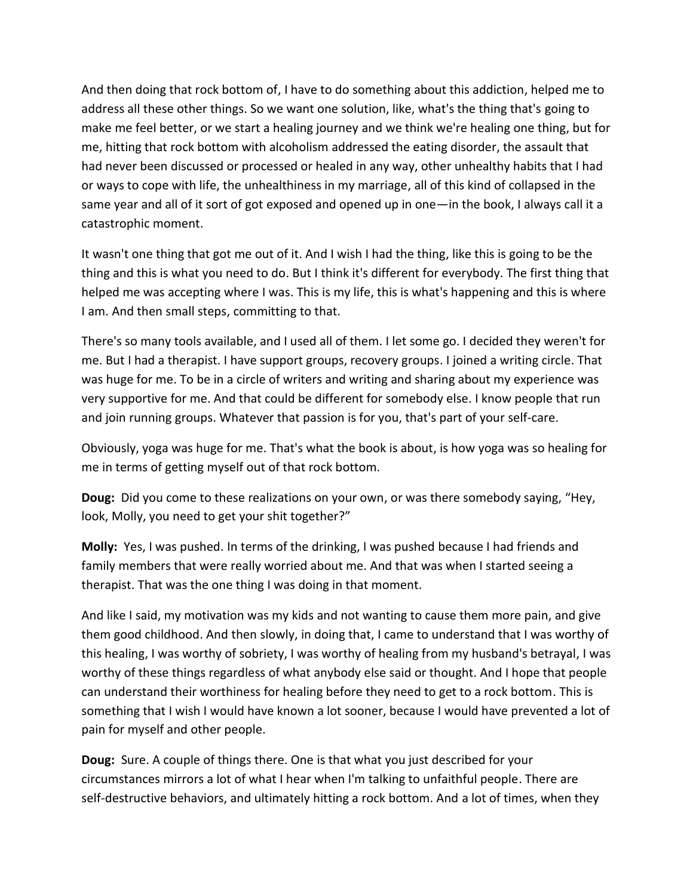And then doing that rock bottom of, I have to do something about this addiction, helped me to address all these other things. So we want one solution, like, what's the thing that's going to make me feel better, or we start a healing journey and we think we're healing one thing, but for me, hitting that rock bottom with alcoholism addressed the eating disorder, the assault that had never been discussed or processed or healed in any way, other unhealthy habits that I had or ways to cope with life, the unhealthiness in my marriage, all of this kind of collapsed in the same year and all of it sort of got exposed and opened up in one—in the book, I always call it a catastrophic moment.

It wasn't one thing that got me out of it. And I wish I had the thing, like this is going to be the thing and this is what you need to do. But I think it's different for everybody. The first thing that helped me was accepting where I was. This is my life, this is what's happening and this is where I am. And then small steps, committing to that.

There's so many tools available, and I used all of them. I let some go. I decided they weren't for me. But I had a therapist. I have support groups, recovery groups. I joined a writing circle. That was huge for me. To be in a circle of writers and writing and sharing about my experience was very supportive for me. And that could be different for somebody else. I know people that run and join running groups. Whatever that passion is for you, that's part of your self-care.

Obviously, yoga was huge for me. That's what the book is about, is how yoga was so healing for me in terms of getting myself out of that rock bottom.

**Doug:** Did you come to these realizations on your own, or was there somebody saying, "Hey, look, Molly, you need to get your shit together?"

**Molly:** Yes, I was pushed. In terms of the drinking, I was pushed because I had friends and family members that were really worried about me. And that was when I started seeing a therapist. That was the one thing I was doing in that moment.

And like I said, my motivation was my kids and not wanting to cause them more pain, and give them good childhood. And then slowly, in doing that, I came to understand that I was worthy of this healing, I was worthy of sobriety, I was worthy of healing from my husband's betrayal, I was worthy of these things regardless of what anybody else said or thought. And I hope that people can understand their worthiness for healing before they need to get to a rock bottom. This is something that I wish I would have known a lot sooner, because I would have prevented a lot of pain for myself and other people.

**Doug:** Sure. A couple of things there. One is that what you just described for your circumstances mirrors a lot of what I hear when I'm talking to unfaithful people. There are self-destructive behaviors, and ultimately hitting a rock bottom. And a lot of times, when they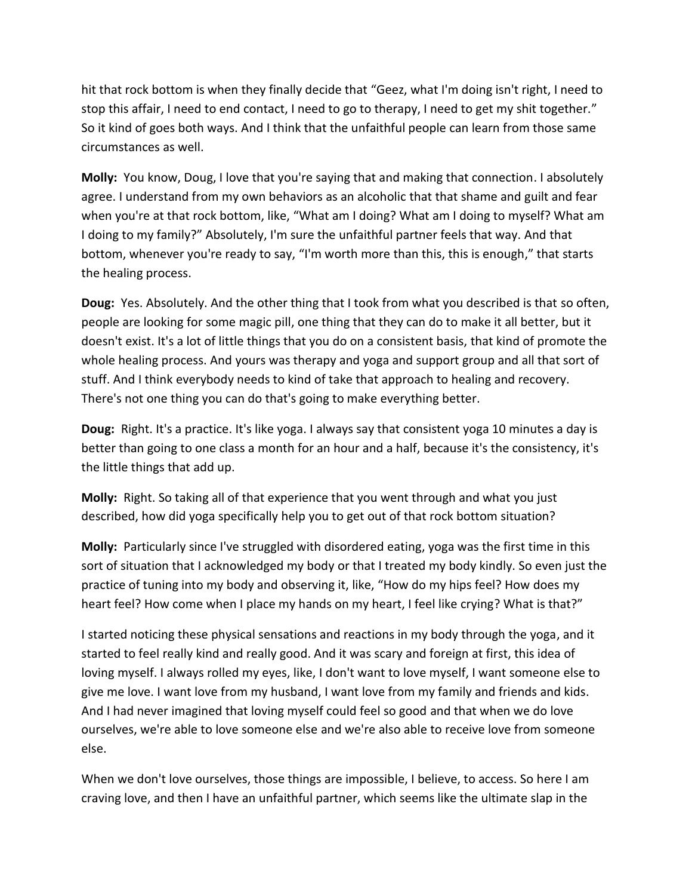hit that rock bottom is when they finally decide that "Geez, what I'm doing isn't right, I need to stop this affair, I need to end contact, I need to go to therapy, I need to get my shit together." So it kind of goes both ways. And I think that the unfaithful people can learn from those same circumstances as well.

**Molly:** You know, Doug, I love that you're saying that and making that connection. I absolutely agree. I understand from my own behaviors as an alcoholic that that shame and guilt and fear when you're at that rock bottom, like, "What am I doing? What am I doing to myself? What am I doing to my family?" Absolutely, I'm sure the unfaithful partner feels that way. And that bottom, whenever you're ready to say, "I'm worth more than this, this is enough," that starts the healing process.

**Doug:** Yes. Absolutely. And the other thing that I took from what you described is that so often, people are looking for some magic pill, one thing that they can do to make it all better, but it doesn't exist. It's a lot of little things that you do on a consistent basis, that kind of promote the whole healing process. And yours was therapy and yoga and support group and all that sort of stuff. And I think everybody needs to kind of take that approach to healing and recovery. There's not one thing you can do that's going to make everything better.

**Doug:** Right. It's a practice. It's like yoga. I always say that consistent yoga 10 minutes a day is better than going to one class a month for an hour and a half, because it's the consistency, it's the little things that add up.

**Molly:** Right. So taking all of that experience that you went through and what you just described, how did yoga specifically help you to get out of that rock bottom situation?

**Molly:** Particularly since I've struggled with disordered eating, yoga was the first time in this sort of situation that I acknowledged my body or that I treated my body kindly. So even just the practice of tuning into my body and observing it, like, "How do my hips feel? How does my heart feel? How come when I place my hands on my heart, I feel like crying? What is that?"

I started noticing these physical sensations and reactions in my body through the yoga, and it started to feel really kind and really good. And it was scary and foreign at first, this idea of loving myself. I always rolled my eyes, like, I don't want to love myself, I want someone else to give me love. I want love from my husband, I want love from my family and friends and kids. And I had never imagined that loving myself could feel so good and that when we do love ourselves, we're able to love someone else and we're also able to receive love from someone else.

When we don't love ourselves, those things are impossible, I believe, to access. So here I am craving love, and then I have an unfaithful partner, which seems like the ultimate slap in the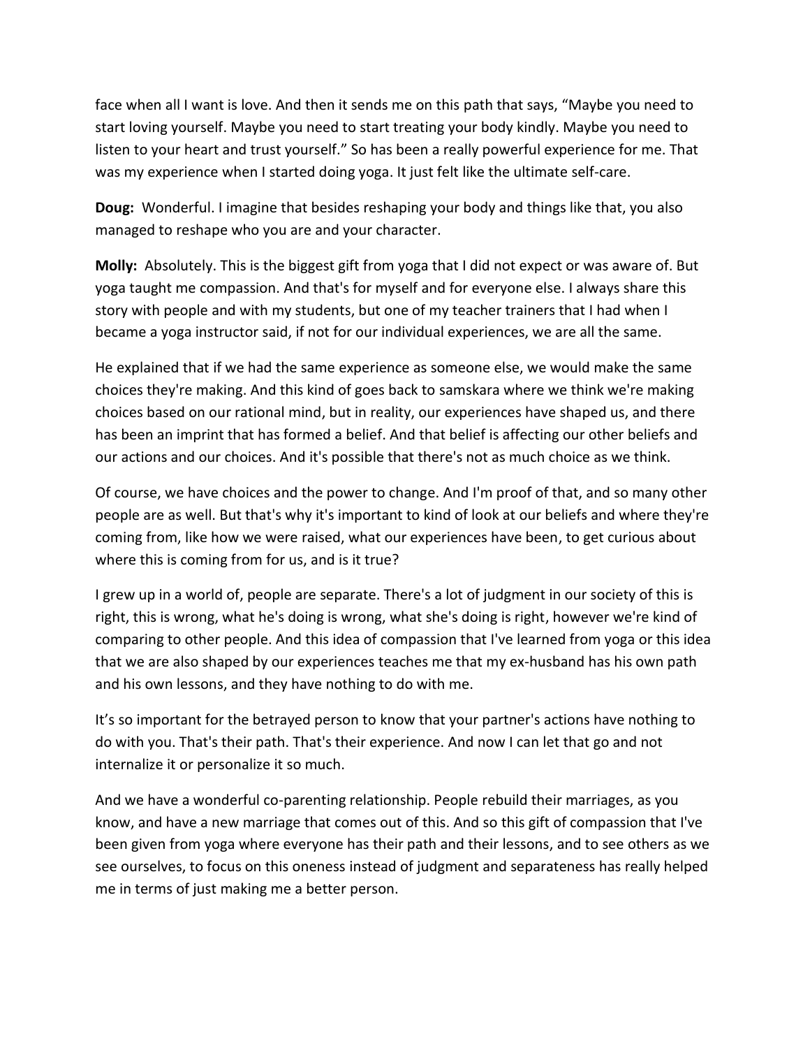face when all I want is love. And then it sends me on this path that says, “Maybe you need to start loving yourself. Maybe you need to start treating your body kindly. Maybe you need to listen to your heart and trust yourself.” So has been a really powerful experience for me. That was my experience when I started doing yoga. It just felt like the ultimate self-care.

**Doug:** Wonderful. I imagine that besides reshaping your body and things like that, you also managed to reshape who you are and your character.

**Molly:** Absolutely. This is the biggest gift from yoga that I did not expect or was aware of. But yoga taught me compassion. And that's for myself and for everyone else. I always share this story with people and with my students, but one of my teacher trainers that I had when I became a yoga instructor said, if not for our individual experiences, we are all the same.

He explained that if we had the same experience as someone else, we would make the same choices they're making. And this kind of goes back to samskara where we think we're making choices based on our rational mind, but in reality, our experiences have shaped us, and there has been an imprint that has formed a belief. And that belief is affecting our other beliefs and our actions and our choices. And it's possible that there's not as much choice as we think.

Of course, we have choices and the power to change. And I'm proof of that, and so many other people are as well. But that's why it's important to kind of look at our beliefs and where they're coming from, like how we were raised, what our experiences have been, to get curious about where this is coming from for us, and is it true?

I grew up in a world of, people are separate. There's a lot of judgment in our society of this is right, this is wrong, what he's doing is wrong, what she's doing is right, however we're kind of comparing to other people. And this idea of compassion that I've learned from yoga or this idea that we are also shaped by our experiences teaches me that my ex-husband has his own path and his own lessons, and they have nothing to do with me.

It's so important for the betrayed person to know that your partner's actions have nothing to do with you. That's their path. That's their experience. And now I can let that go and not internalize it or personalize it so much.

And we have a wonderful co-parenting relationship. People rebuild their marriages, as you know, and have a new marriage that comes out of this. And so this gift of compassion that I've been given from yoga where everyone has their path and their lessons, and to see others as we see ourselves, to focus on this oneness instead of judgment and separateness has really helped me in terms of just making me a better person.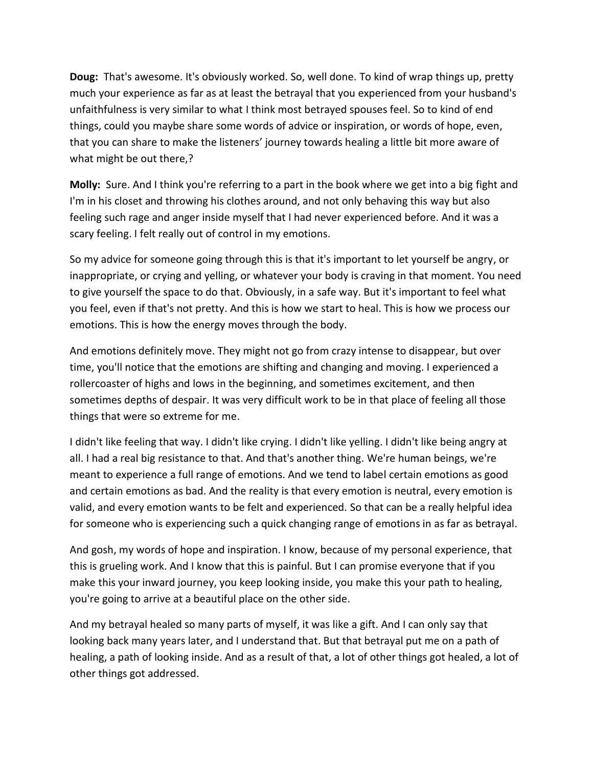**Doug:** That's awesome. It's obviously worked. So, well done. To kind of wrap things up, pretty much your experience as far as at least the betrayal that you experienced from your husband's unfaithfulness is very similar to what I think most betrayed spouses feel. So to kind of end things, could you maybe share some words of advice or inspiration, or words of hope, even, that you can share to make the listeners' journey towards healing a little bit more aware of what might be out there,?

**Molly:** Sure. And I think you're referring to a part in the book where we get into a big fight and I'm in his closet and throwing his clothes around, and not only behaving this way but also feeling such rage and anger inside myself that I had never experienced before. And it was a scary feeling. I felt really out of control in my emotions.

So my advice for someone going through this is that it's important to let yourself be angry, or inappropriate, or crying and yelling, or whatever your body is craving in that moment. You need to give yourself the space to do that. Obviously, in a safe way. But it's important to feel what you feel, even if that's not pretty. And this is how we start to heal. This is how we process our emotions. This is how the energy moves through the body.

And emotions definitely move. They might not go from crazy intense to disappear, but over time, you'll notice that the emotions are shifting and changing and moving. I experienced a rollercoaster of highs and lows in the beginning, and sometimes excitement, and then sometimes depths of despair. It was very difficult work to be in that place of feeling all those things that were so extreme for me.

I didn't like feeling that way. I didn't like crying. I didn't like yelling. I didn't like being angry at all. I had a real big resistance to that. And that's another thing. We're human beings, we're meant to experience a full range of emotions. And we tend to label certain emotions as good and certain emotions as bad. And the reality is that every emotion is neutral, every emotion is valid, and every emotion wants to be felt and experienced. So that can be a really helpful idea for someone who is experiencing such a quick changing range of emotions in as far as betrayal.

And gosh, my words of hope and inspiration. I know, because of my personal experience, that this is grueling work. And I know that this is painful. But I can promise everyone that if you make this your inward journey, you keep looking inside, you make this your path to healing, you're going to arrive at a beautiful place on the other side.

And my betrayal healed so many parts of myself, it was like a gift. And I can only say that looking back many years later, and I understand that. But that betrayal put me on a path of healing, a path of looking inside. And as a result of that, a lot of other things got healed, a lot of other things got addressed.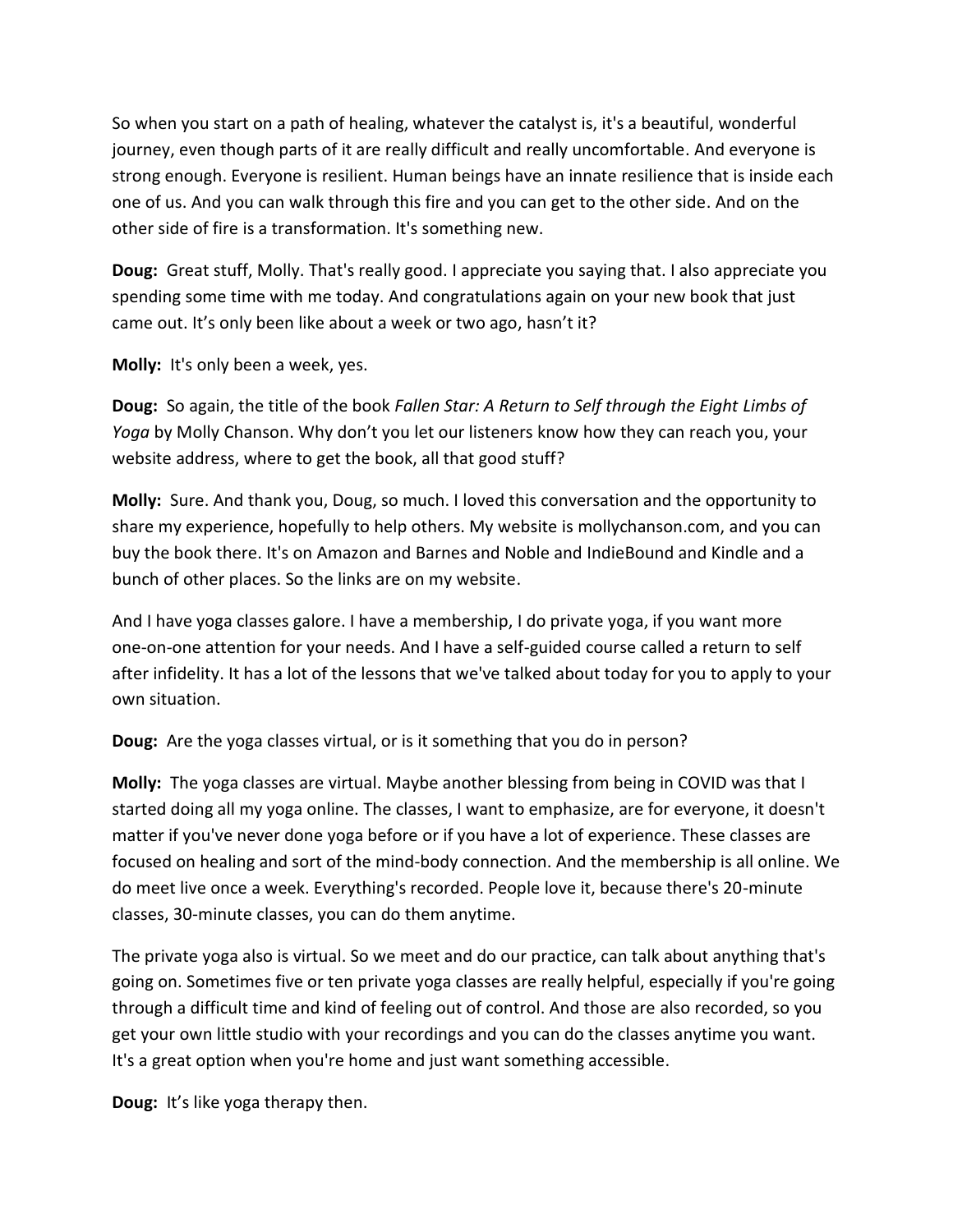So when you start on a path of healing, whatever the catalyst is, it's a beautiful, wonderful journey, even though parts of it are really difficult and really uncomfortable. And everyone is strong enough. Everyone is resilient. Human beings have an innate resilience that is inside each one of us. And you can walk through this fire and you can get to the other side. And on the other side of fire is a transformation. It's something new.

**Doug:** Great stuff, Molly. That's really good. I appreciate you saying that. I also appreciate you spending some time with me today. And congratulations again on your new book that just came out. It's only been like about a week or two ago, hasn't it?

**Molly:** It's only been a week, yes.

**Doug:** So again, the title of the book *Fallen Star: A Return to Self through the Eight Limbs of Yoga* by Molly Chanson. Why don't you let our listeners know how they can reach you, your website address, where to get the book, all that good stuff?

**Molly:** Sure. And thank you, Doug, so much. I loved this conversation and the opportunity to share my experience, hopefully to help others. My website is mollychanson.com, and you can buy the book there. It's on Amazon and Barnes and Noble and IndieBound and Kindle and a bunch of other places. So the links are on my website.

And I have yoga classes galore. I have a membership, I do private yoga, if you want more one-on-one attention for your needs. And I have a self-guided course called a return to self after infidelity. It has a lot of the lessons that we've talked about today for you to apply to your own situation.

**Doug:** Are the yoga classes virtual, or is it something that you do in person?

**Molly:** The yoga classes are virtual. Maybe another blessing from being in COVID was that I started doing all my yoga online. The classes, I want to emphasize, are for everyone, it doesn't matter if you've never done yoga before or if you have a lot of experience. These classes are focused on healing and sort of the mind-body connection. And the membership is all online. We do meet live once a week. Everything's recorded. People love it, because there's 20-minute classes, 30-minute classes, you can do them anytime.

The private yoga also is virtual. So we meet and do our practice, can talk about anything that's going on. Sometimes five or ten private yoga classes are really helpful, especially if you're going through a difficult time and kind of feeling out of control. And those are also recorded, so you get your own little studio with your recordings and you can do the classes anytime you want. It's a great option when you're home and just want something accessible.

**Doug:** It's like yoga therapy then.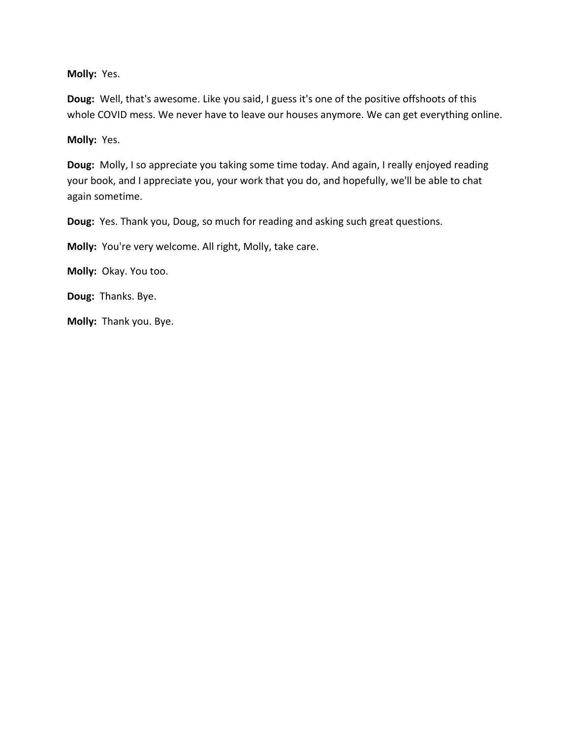**Molly:** Yes.

**Doug:** Well, that's awesome. Like you said, I guess it's one of the positive offshoots of this whole COVID mess. We never have to leave our houses anymore. We can get everything online.

**Molly:** Yes.

**Doug:** Molly, I so appreciate you taking some time today. And again, I really enjoyed reading your book, and I appreciate you, your work that you do, and hopefully, we'll be able to chat again sometime.

**Doug:** Yes. Thank you, Doug, so much for reading and asking such great questions.

**Molly:** You're very welcome. All right, Molly, take care.

**Molly:** Okay. You too.

**Doug:** Thanks. Bye.

**Molly:** Thank you. Bye.